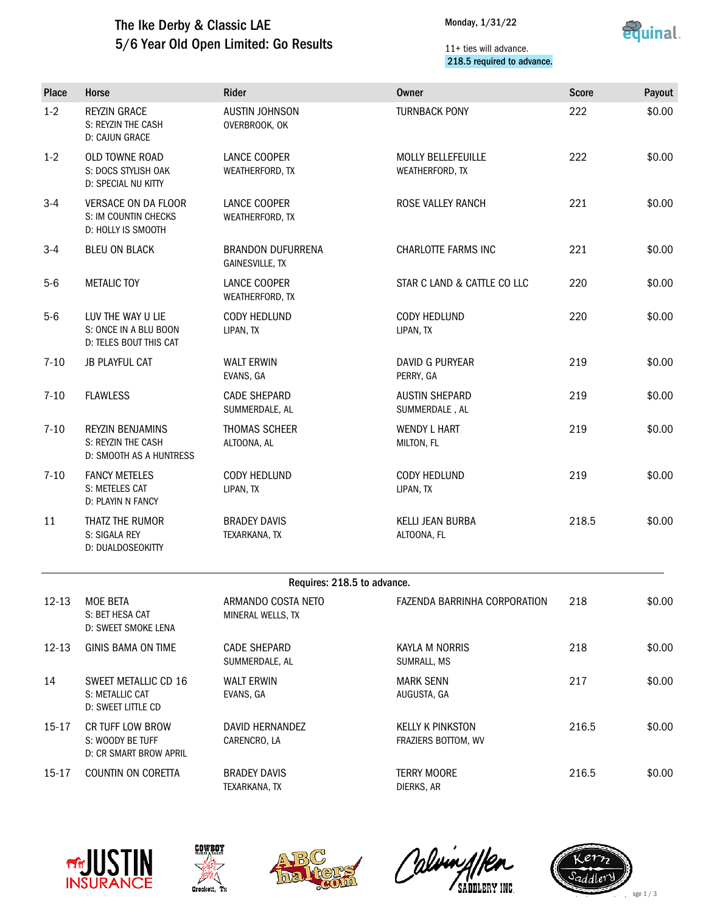# The Ike Derby & Classic LAE

## 5/6 Year Old Open Limited: Go Results

Monday, 1/31/22

11+ ties will advance.
218.5 required to advance.

| Place | Horse | Rider | Owner | Score | Payout |
|---|---|---|---|---|---|
| 1-2 | REYZIN GRACE<br>S: REYZIN THE CASH<br>D: CAJUN GRACE | AUSTIN JOHNSON<br>OVERBROOK, OK | TURNBACK PONY | 222 | $0.00 |
| 1-2 | OLD TOWNE ROAD<br>S: DOCS STYLISH OAK<br>D: SPECIAL NU KITTY | LANCE COOPER<br>WEATHERFORD, TX | MOLLY BELLEFEUILLE<br>WEATHERFORD, TX | 222 | $0.00 |
| 3-4 | VERSACE ON DA FLOOR<br>S: IM COUNTIN CHECKS<br>D: HOLLY IS SMOOTH | LANCE COOPER<br>WEATHERFORD, TX | ROSE VALLEY RANCH | 221 | $0.00 |
| 3-4 | BLEU ON BLACK | BRANDON DUFURRENA<br>GAINESVILLE, TX | CHARLOTTE FARMS INC | 221 | $0.00 |
| 5-6 | METALIC TOY | LANCE COOPER<br>WEATHERFORD, TX | STAR C LAND & CATTLE CO LLC | 220 | $0.00 |
| 5-6 | LUV THE WAY U LIE<br>S: ONCE IN A BLU BOON<br>D: TELES BOUT THIS CAT | CODY HEDLUND<br>LIPAN, TX | CODY HEDLUND<br>LIPAN, TX | 220 | $0.00 |
| 7-10 | JB PLAYFUL CAT | WALT ERWIN<br>EVANS, GA | DAVID G PURYEAR<br>PERRY, GA | 219 | $0.00 |
| 7-10 | FLAWLESS | CADE SHEPARD<br>SUMMERDALE, AL | AUSTIN SHEPARD<br>SUMMERDALE , AL | 219 | $0.00 |
| 7-10 | REYZIN BENJAMINS<br>S: REYZIN THE CASH<br>D: SMOOTH AS A HUNTRESS | THOMAS SCHEER<br>ALTOONA, AL | WENDY L HART<br>MILTON, FL | 219 | $0.00 |
| 7-10 | FANCY METELES<br>S: METELES CAT<br>D: PLAYIN N FANCY | CODY HEDLUND<br>LIPAN, TX | CODY HEDLUND<br>LIPAN, TX | 219 | $0.00 |
| 11 | THATZ THE RUMOR<br>S: SIGALA REY<br>D: DUALDOSEOKITTY | BRADEY DAVIS<br>TEXARKANA, TX | KELLI JEAN BURBA<br>ALTOONA, FL | 218.5 | $0.00 |

Requires: 218.5 to advance.

| Place | Horse | Rider | Owner | Score | Payout |
|---|---|---|---|---|---|
| 12-13 | MOE BETA<br>S: BET HESA CAT<br>D: SWEET SMOKE LENA | ARMANDO COSTA NETO<br>MINERAL WELLS, TX | FAZENDA BARRINHA CORPORATION | 218 | $0.00 |
| 12-13 | GINIS BAMA ON TIME | CADE SHEPARD<br>SUMMERDALE, AL | KAYLA M NORRIS<br>SUMRALL, MS | 218 | $0.00 |
| 14 | SWEET METALLIC CD 16<br>S: METALLIC CAT<br>D: SWEET LITTLE CD | WALT ERWIN<br>EVANS, GA | MARK SENN<br>AUGUSTA, GA | 217 | $0.00 |
| 15-17 | CR TUFF LOW BROW<br>S: WOODY BE TUFF<br>D: CR SMART BROW APRIL | DAVID HERNANDEZ<br>CARENCRO, LA | KELLY K PINKSTON<br>FRAZIERS BOTTOM, WV | 216.5 | $0.00 |
| 15-17 | COUNTIN ON CORETTA | BRADEY DAVIS<br>TEXARKANA, TX | TERRY MOORE<br>DIERKS, AR | 216.5 | $0.00 |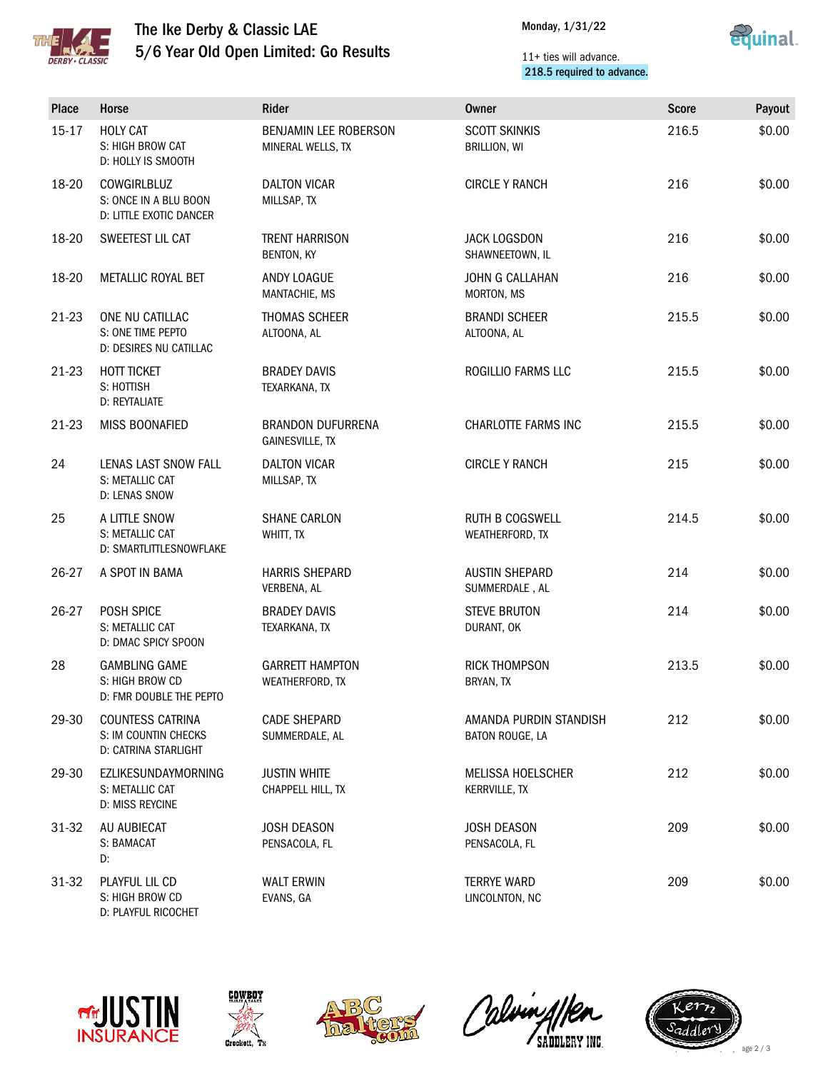# The Ike Derby & Classic LAE

## 5/6 Year Old Open Limited: Go Results

Monday, 1/31/22

11+ ties will advance.
218.5 required to advance.

| Place | Horse | Rider | Owner | Score | Payout |
|---|---|---|---|---|---|
| 15-17 | HOLY CAT<br>S: HIGH BROW CAT<br>D: HOLLY IS SMOOTH | BENJAMIN LEE ROBERSON<br>MINERAL WELLS, TX | SCOTT SKINKIS<br>BRILLION, WI | 216.5 | $0.00 |
| 18-20 | COWGIRLBLUZ<br>S: ONCE IN A BLU BOON<br>D: LITTLE EXOTIC DANCER | DALTON VICAR<br>MILLSAP, TX | CIRCLE Y RANCH | 216 | $0.00 |
| 18-20 | SWEETEST LIL CAT | TRENT HARRISON<br>BENTON, KY | JACK LOGSDON<br>SHAWNEETOWN, IL | 216 | $0.00 |
| 18-20 | METALLIC ROYAL BET | ANDY LOAGUE<br>MANTACHIE, MS | JOHN G CALLAHAN<br>MORTON, MS | 216 | $0.00 |
| 21-23 | ONE NU CATILLAC<br>S: ONE TIME PEPTO<br>D: DESIRES NU CATILLAC | THOMAS SCHEER<br>ALTOONA, AL | BRANDI SCHEER<br>ALTOONA, AL | 215.5 | $0.00 |
| 21-23 | HOTT TICKET<br>S: HOTTISH<br>D: REYTALIATE | BRADEY DAVIS<br>TEXARKANA, TX | ROGILLIO FARMS LLC | 215.5 | $0.00 |
| 21-23 | MISS BOONAFIED | BRANDON DUFURRENA<br>GAINESVILLE, TX | CHARLOTTE FARMS INC | 215.5 | $0.00 |
| 24 | LENAS LAST SNOW FALL<br>S: METALLIC CAT<br>D: LENAS SNOW | DALTON VICAR<br>MILLSAP, TX | CIRCLE Y RANCH | 215 | $0.00 |
| 25 | A LITTLE SNOW<br>S: METALLIC CAT<br>D: SMARTLITTLESNOWFLAKE | SHANE CARLON<br>WHITT, TX | RUTH B COGSWELL<br>WEATHERFORD, TX | 214.5 | $0.00 |
| 26-27 | A SPOT IN BAMA | HARRIS SHEPARD<br>VERBENA, AL | AUSTIN SHEPARD<br>SUMMERDALE , AL | 214 | $0.00 |
| 26-27 | POSH SPICE<br>S: METALLIC CAT<br>D: DMAC SPICY SPOON | BRADEY DAVIS<br>TEXARKANA, TX | STEVE BRUTON<br>DURANT, OK | 214 | $0.00 |
| 28 | GAMBLING GAME<br>S: HIGH BROW CD<br>D: FMR DOUBLE THE PEPTO | GARRETT HAMPTON<br>WEATHERFORD, TX | RICK THOMPSON<br>BRYAN, TX | 213.5 | $0.00 |
| 29-30 | COUNTESS CATRINA<br>S: IM COUNTIN CHECKS<br>D: CATRINA STARLIGHT | CADE SHEPARD<br>SUMMERDALE, AL | AMANDA PURDIN STANDISH<br>BATON ROUGE, LA | 212 | $0.00 |
| 29-30 | EZLIKESUNDAYMORNING<br>S: METALLIC CAT<br>D: MISS REYCINE | JUSTIN WHITE<br>CHAPPELL HILL, TX | MELISSA HOELSCHER<br>KERRVILLE, TX | 212 | $0.00 |
| 31-32 | AU AUBIECAT<br>S: BAMACAT<br>D: | JOSH DEASON<br>PENSACOLA, FL | JOSH DEASON<br>PENSACOLA, FL | 209 | $0.00 |
| 31-32 | PLAYFUL LIL CD<br>S: HIGH BROW CD<br>D: PLAYFUL RICOCHET | WALT ERWIN<br>EVANS, GA | TERRYE WARD<br>LINCOLNTON, NC | 209 | $0.00 |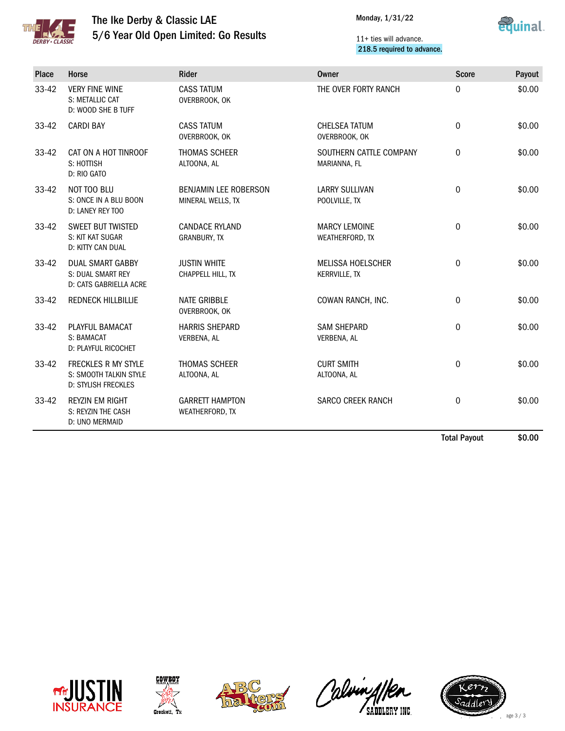# The Ike Derby & Classic LAE

## 5/6 Year Old Open Limited: Go Results

Monday, 1/31/22

11+ ties will advance.
218.5 required to advance.

| Place | Horse | Rider | Owner | Score | Payout |
|---|---|---|---|---|---|
| 33-42 | VERY FINE WINE<br>S: METALLIC CAT<br>D: WOOD SHE B TUFF | CASS TATUM<br>OVERBROOK, OK | THE OVER FORTY RANCH | 0 | $0.00 |
| 33-42 | CARDI BAY | CASS TATUM<br>OVERBROOK, OK | CHELSEA TATUM<br>OVERBROOK, OK | 0 | $0.00 |
| 33-42 | CAT ON A HOT TINROOF<br>S: HOTTISH<br>D: RIO GATO | THOMAS SCHEER<br>ALTOONA, AL | SOUTHERN CATTLE COMPANY<br>MARIANNA, FL | 0 | $0.00 |
| 33-42 | NOT TOO BLU<br>S: ONCE IN A BLU BOON<br>D: LANEY REY TOO | BENJAMIN LEE ROBERSON<br>MINERAL WELLS, TX | LARRY SULLIVAN<br>POOLVILLE, TX | 0 | $0.00 |
| 33-42 | SWEET BUT TWISTED<br>S: KIT KAT SUGAR<br>D: KITTY CAN DUAL | CANDACE RYLAND<br>GRANBURY, TX | MARCY LEMOINE<br>WEATHERFORD, TX | 0 | $0.00 |
| 33-42 | DUAL SMART GABBY<br>S: DUAL SMART REY<br>D: CATS GABRIELLA ACRE | JUSTIN WHITE<br>CHAPPELL HILL, TX | MELISSA HOELSCHER<br>KERRVILLE, TX | 0 | $0.00 |
| 33-42 | REDNECK HILLBILLIE | NATE GRIBBLE<br>OVERBROOK, OK | COWAN RANCH, INC. | 0 | $0.00 |
| 33-42 | PLAYFUL BAMACAT<br>S: BAMACAT<br>D: PLAYFUL RICOCHET | HARRIS SHEPARD<br>VERBENA, AL | SAM SHEPARD<br>VERBENA, AL | 0 | $0.00 |
| 33-42 | FRECKLES R MY STYLE<br>S: SMOOTH TALKIN STYLE<br>D: STYLISH FRECKLES | THOMAS SCHEER<br>ALTOONA, AL | CURT SMITH<br>ALTOONA, AL | 0 | $0.00 |
| 33-42 | REYZIN EM RIGHT<br>S: REYZIN THE CASH<br>D: UNO MERMAID | GARRETT HAMPTON<br>WEATHERFORD, TX | SARCO CREEK RANCH | 0 | $0.00 |
| | | | | **Total Payout** | **$0.00** |